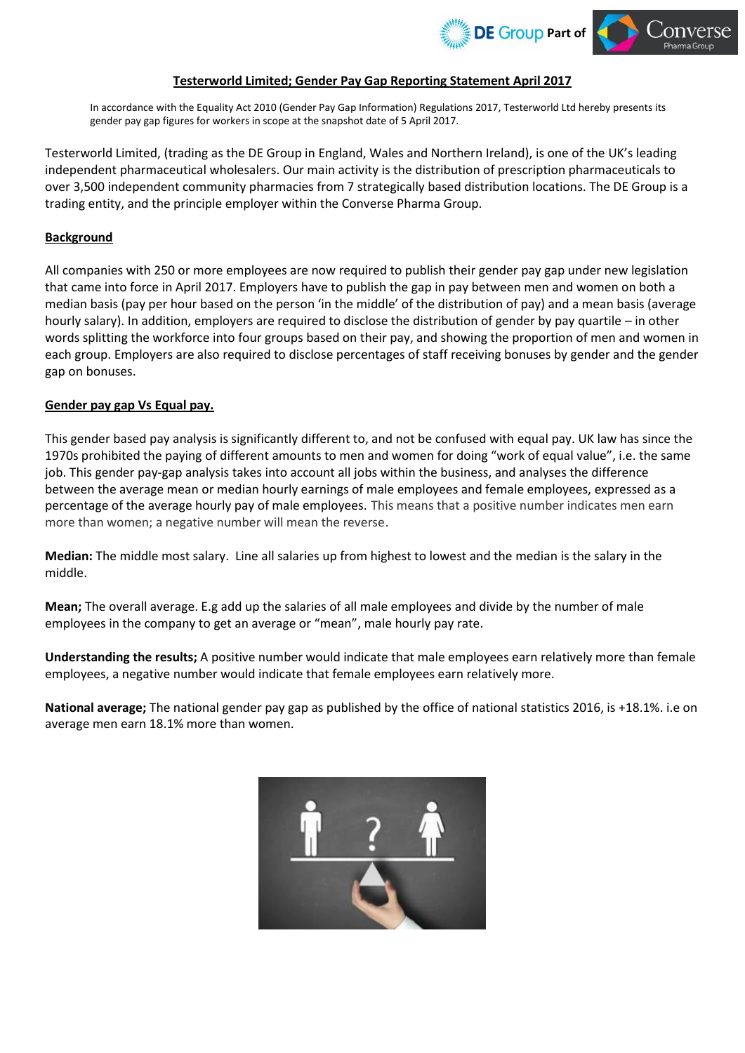# Testerworld Limited; Gender Pay Gap Reporting Statement April 2017

In accordance with the Equality Act 2010 (Gender Pay Gap Information) Regulations 2017, Testerworld Ltd hereby presents its gender pay gap figures for workers in scope at the snapshot date of 5 April 2017.

Testerworld Limited, (trading as the DE Group in England, Wales and Northern Ireland), is one of the UK's leading independent pharmaceutical wholesalers. Our main activity is the distribution of prescription pharmaceuticals to over 3,500 independent community pharmacies from 7 strategically based distribution locations. The DE Group is a trading entity, and the principle employer within the Converse Pharma Group.

## Background

All companies with 250 or more employees are now required to publish their gender pay gap under new legislation that came into force in April 2017. Employers have to publish the gap in pay between men and women on both a median basis (pay per hour based on the person 'in the middle' of the distribution of pay) and a mean basis (average hourly salary). In addition, employers are required to disclose the distribution of gender by pay quartile – in other words splitting the workforce into four groups based on their pay, and showing the proportion of men and women in each group. Employers are also required to disclose percentages of staff receiving bonuses by gender and the gender gap on bonuses.

## Gender pay gap Vs Equal pay.

This gender based pay analysis is significantly different to, and not be confused with equal pay. UK law has since the 1970s prohibited the paying of different amounts to men and women for doing "work of equal value", i.e. the same job. This gender pay-gap analysis takes into account all jobs within the business, and analyses the difference between the average mean or median hourly earnings of male employees and female employees, expressed as a percentage of the average hourly pay of male employees. This means that a positive number indicates men earn more than women; a negative number will mean the reverse.

**Median:** The middle most salary. Line all salaries up from highest to lowest and the median is the salary in the middle.

**Mean;** The overall average. E.g add up the salaries of all male employees and divide by the number of male employees in the company to get an average or "mean", male hourly pay rate.

**Understanding the results;** A positive number would indicate that male employees earn relatively more than female employees, a negative number would indicate that female employees earn relatively more.

**National average;** The national gender pay gap as published by the office of national statistics 2016, is +18.1%. i.e on average men earn 18.1% more than women.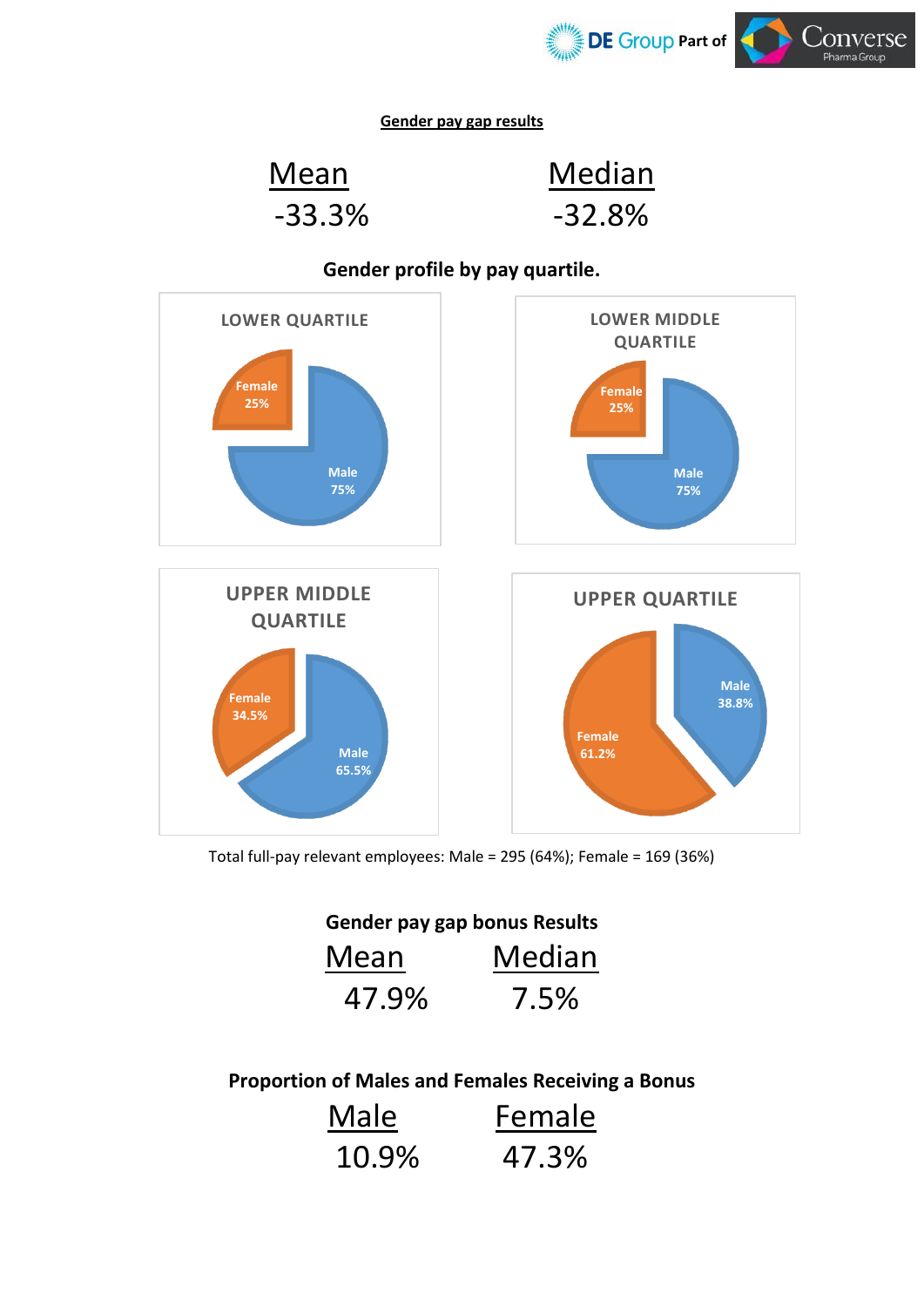**Gender pay gap results**

| Mean | Median |
| --- | --- |
| -33.3% | -32.8% |

**Gender profile by pay quartile.**

**LOWER QUARTILE**

Female 25%

Male 75%

**LOWER MIDDLE QUARTILE**

Female 25%

Male 75%

**UPPER MIDDLE QUARTILE**

Female 34.5%

Male 65.5%

**UPPER QUARTILE**

Male 38.8%

Female 61.2%

Total full-pay relevant employees: Male = 295 (64%); Female = 169 (36%)

**Gender pay gap bonus Results**

| Mean | Median |
| --- | --- |
| 47.9% | 7.5% |

**Proportion of Males and Females Receiving a Bonus**

| Male | Female |
| --- | --- |
| 10.9% | 47.3% |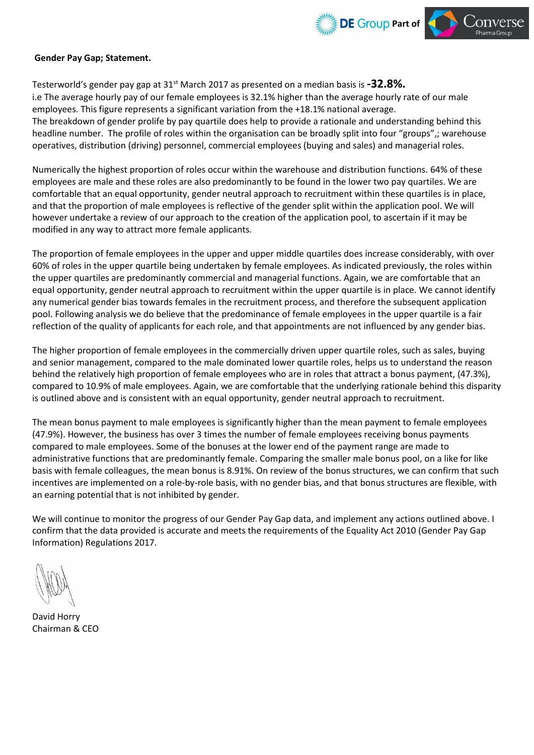**Gender Pay Gap; Statement.**

Testerworld's gender pay gap at 31st March 2017 as presented on a median basis is **-32.8%.**
i.e The average hourly pay of our female employees is 32.1% higher than the average hourly rate of our male employees. This figure represents a significant variation from the +18.1% national average.
The breakdown of gender prolife by pay quartile does help to provide a rationale and understanding behind this headline number. The profile of roles within the organisation can be broadly split into four "groups",; warehouse operatives, distribution (driving) personnel, commercial employees (buying and sales) and managerial roles.

Numerically the highest proportion of roles occur within the warehouse and distribution functions. 64% of these employees are male and these roles are also predominantly to be found in the lower two pay quartiles. We are comfortable that an equal opportunity, gender neutral approach to recruitment within these quartiles is in place, and that the proportion of male employees is reflective of the gender split within the application pool. We will however undertake a review of our approach to the creation of the application pool, to ascertain if it may be modified in any way to attract more female applicants.

The proportion of female employees in the upper and upper middle quartiles does increase considerably, with over 60% of roles in the upper quartile being undertaken by female employees. As indicated previously, the roles within the upper quartiles are predominantly commercial and managerial functions. Again, we are comfortable that an equal opportunity, gender neutral approach to recruitment within the upper quartile is in place. We cannot identify any numerical gender bias towards females in the recruitment process, and therefore the subsequent application pool. Following analysis we do believe that the predominance of female employees in the upper quartile is a fair reflection of the quality of applicants for each role, and that appointments are not influenced by any gender bias.

The higher proportion of female employees in the commercially driven upper quartile roles, such as sales, buying and senior management, compared to the male dominated lower quartile roles, helps us to understand the reason behind the relatively high proportion of female employees who are in roles that attract a bonus payment, (47.3%), compared to 10.9% of male employees. Again, we are comfortable that the underlying rationale behind this disparity is outlined above and is consistent with an equal opportunity, gender neutral approach to recruitment.

The mean bonus payment to male employees is significantly higher than the mean payment to female employees (47.9%). However, the business has over 3 times the number of female employees receiving bonus payments compared to male employees. Some of the bonuses at the lower end of the payment range are made to administrative functions that are predominantly female. Comparing the smaller male bonus pool, on a like for like basis with female colleagues, the mean bonus is 8.91%. On review of the bonus structures, we can confirm that such incentives are implemented on a role-by-role basis, with no gender bias, and that bonus structures are flexible, with an earning potential that is not inhibited by gender.

We will continue to monitor the progress of our Gender Pay Gap data, and implement any actions outlined above. I confirm that the data provided is accurate and meets the requirements of the Equality Act 2010 (Gender Pay Gap Information) Regulations 2017.

David Horry
Chairman & CEO